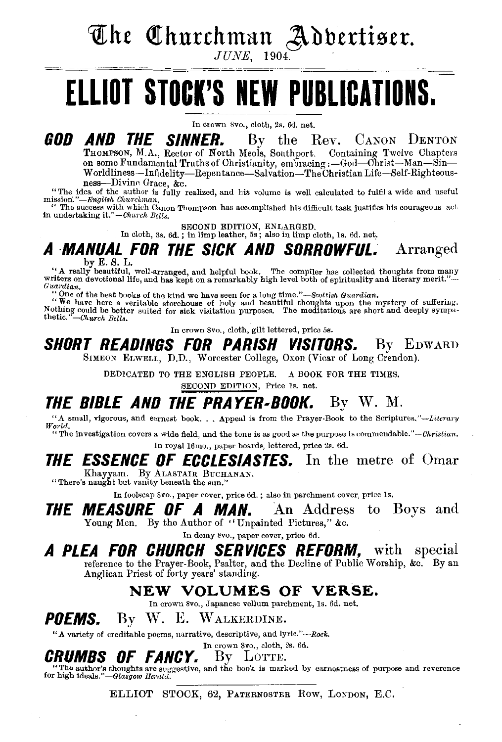# The Churchman Advertiser.

*JUNE,* 1904.

# ELLIOT STOCK'S NEW PUBLICATIONS.

In crown 8vo., cloth, 2s. 6d. net.

## GOD AND THE SINNER.

By the Rev. CANON DENTON THOMPSON, M.A., Rector of North Meols, Southport. Containing Twelve Chapters on some Fundamental Truths of Christianity, embracing:—God—Christ—Man—Sin—Worldliness—Infidelity—Repentance—Salvation—The Christian Life—Self-Righteousness—Divine Grace, &c.

"The idea of the author is fully realized, and his volume is well calculated to fulfil a wide and useful mission."—*English Churchman.*

"The success with which Canon Thompson has accomplished his difficult task justifies his courageous act in undertaking it."—*Church Bells.*

SECOND EDITION, ENLARGED.
In cloth, 3s. 6d.; in limp leather, 5s; also in limp cloth, 1s. 6d. net.

## A MANUAL FOR THE SICK AND SORROWFUL.

Arranged by E. S. L.

"A really beautiful, well-arranged, and helpful book. The compiler has collected thoughts from many writers on devotional life, and has kept on a remarkably high level both of spirituality and literary merit."—*Guardian.*

"One of the best books of the kind we have seen for a long time."—*Scottish Guardian.*

"We have here a veritable storehouse of holy and beautiful thoughts upon the mystery of suffering. Nothing could be better suited for sick visitation purposes. The meditations are short and deeply sympathetic."—*Church Bells.*

In crown 8vo., cloth, gilt lettered, price 5s.

## SHORT READINGS FOR PARISH VISITORS.

By EDWARD SIMEON ELWELL, D.D., Worcester College, Oxon (Vicar of Long Crendon).

DEDICATED TO THE ENGLISH PEOPLE. A BOOK FOR THE TIMES.
SECOND EDITION, Price 1s. net.

## THE BIBLE AND THE PRAYER-BOOK.

By W. M.

"A small, vigorous, and earnest book. . . Appeal is from the Prayer-Book to the Scriptures."—*Literary World.*

"The investigation covers a wide field, and the tone is as good as the purpose is commendable."—*Christian.*

In royal 16mo., paper boards, lettered, price 2s. 6d.

## THE ESSENCE OF ECCLESIASTES.

In the metre of Omar Khayyam. By ALASTAIR BUCHANAN.

"There's naught but vanity beneath the sun."

In foolscap 8vo., paper cover, price 6d.; also in parchment cover, price 1s.

## THE MEASURE OF A MAN.

An Address to Boys and Young Men. By the Author of "Unpainted Pictures," &c.

In demy 8vo., paper cover, price 6d.

## A PLEA FOR CHURCH SERVICES REFORM,

with special reference to the Prayer-Book, Psalter, and the Decline of Public Worship, &c. By an Anglican Priest of forty years' standing.

## NEW VOLUMES OF VERSE.

In crown 8vo., Japanese vellum parchment, 1s. 6d. net.

## POEMS.

By W. E. WALKERDINE.

"A variety of creditable poems, narrative, descriptive, and lyric."—*Rock.*

In crown 8vo., cloth, 2s. 6d.

## CRUMBS OF FANCY.

By LOTTE.

"The author's thoughts are suggestive, and the book is marked by earnestness of purpose and reverence for high ideals."—*Glasgow Herald.*

ELLIOT STOCK, 62, PATERNOSTER ROW, LONDON, E.C.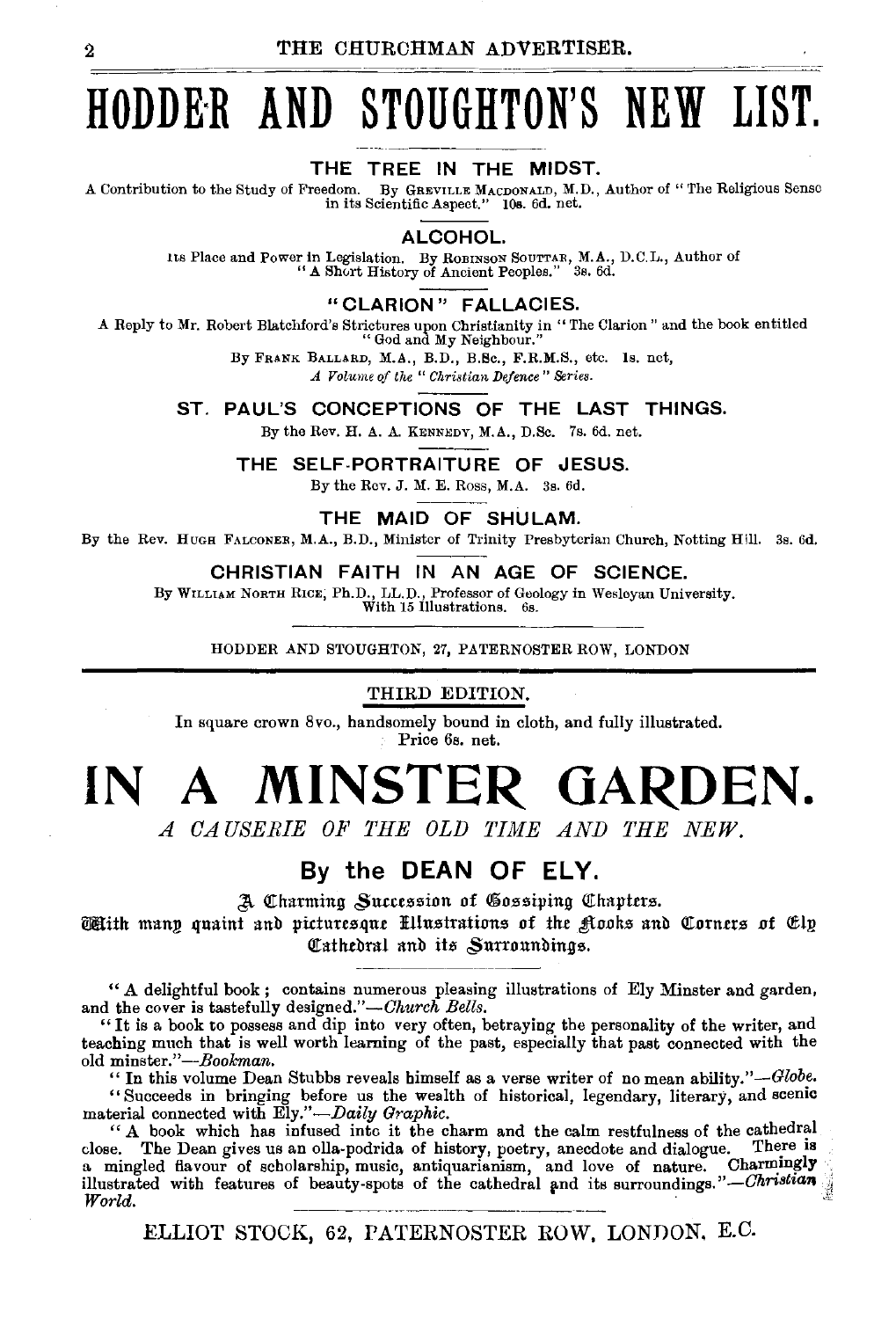# HODDER AND STOUGHTON'S NEW LIST.

### THE TREE IN THE MIDST.

A Contribution to the Study of Freedom. By GREVILLE MACDONALD, M.D., Author of "The Religious Sense in its Scientific Aspect." **10s. 6d. net.**

### ALCOHOL.

Its Place and Power in Legislation. By ROBINSON SOUTTAR, M.A., D.C.L., Author of "A Short History of Ancient Peoples." 3s. 6d.

### "CLARION" FALLACIES.

A Reply to Mr. Robert Blatchford's Strictures upon Christianity in "The Clarion" and the book entitled "God and My Neighbour."

By FRANK BALLARD, M.A., B.D., B.Sc., F.R.M.S., etc. 1s. net,

*A Volume of the "Christian Defence" Series.*

### ST. PAUL'S CONCEPTIONS OF THE LAST THINGS.

By the Rev. H. A. A. KENNEDY, M.A., D.Sc. 7s. 6d. net.

### THE SELF-PORTRAITURE OF JESUS.

By the Rev. J. M. E. ROSS, M.A. 3s. 6d.

### THE MAID OF SHULAM.

By the Rev. HUGH FALCONER, M.A., B.D., Minister of Trinity Presbyterian Church, Notting Hill. 3s. 6d.

### CHRISTIAN FAITH IN AN AGE OF SCIENCE.

By WILLIAM NORTH RICE, Ph.D., LL.D., Professor of Geology in Wesleyan University. With 15 Illustrations. 6s.

HODDER AND STOUGHTON, 27, PATERNOSTER ROW, LONDON

---

THIRD EDITION.

In square crown 8vo., handsomely bound in cloth, and fully illustrated. Price 6s. net.

# IN A MINSTER GARDEN.

*A CAUSERIE OF THE OLD TIME AND THE NEW.*

## By the DEAN OF ELY.

A Charming Succession of Gossiping Chapters.

With many quaint and picturesque Illustrations of the Nooks and Corners of Ely Cathedral and its Surroundings.

"A delightful book; contains numerous pleasing illustrations of Ely Minster and garden, and the cover is tastefully designed."—*Church Bells.*

"It is a book to possess and dip into very often, betraying the personality of the writer, and teaching much that is well worth learning of the past, especially that past connected with the old minster."—*Bookman.*

"In this volume Dean Stubbs reveals himself as a verse writer of no mean ability."—*Globe.*

"Succeeds in bringing before us the wealth of historical, legendary, literary, and scenic material connected with Ely."—*Daily Graphic.*

"A book which has infused into it the charm and the calm restfulness of the cathedral close. The Dean gives us an olla-podrida of history, poetry, anecdote and dialogue. There is a mingled flavour of scholarship, music, antiquarianism, and love of nature. Charmingly illustrated with features of beauty-spots of the cathedral and its surroundings."—*Christian World.*

ELLIOT STOCK, 62, PATERNOSTER ROW, LONDON, E.C.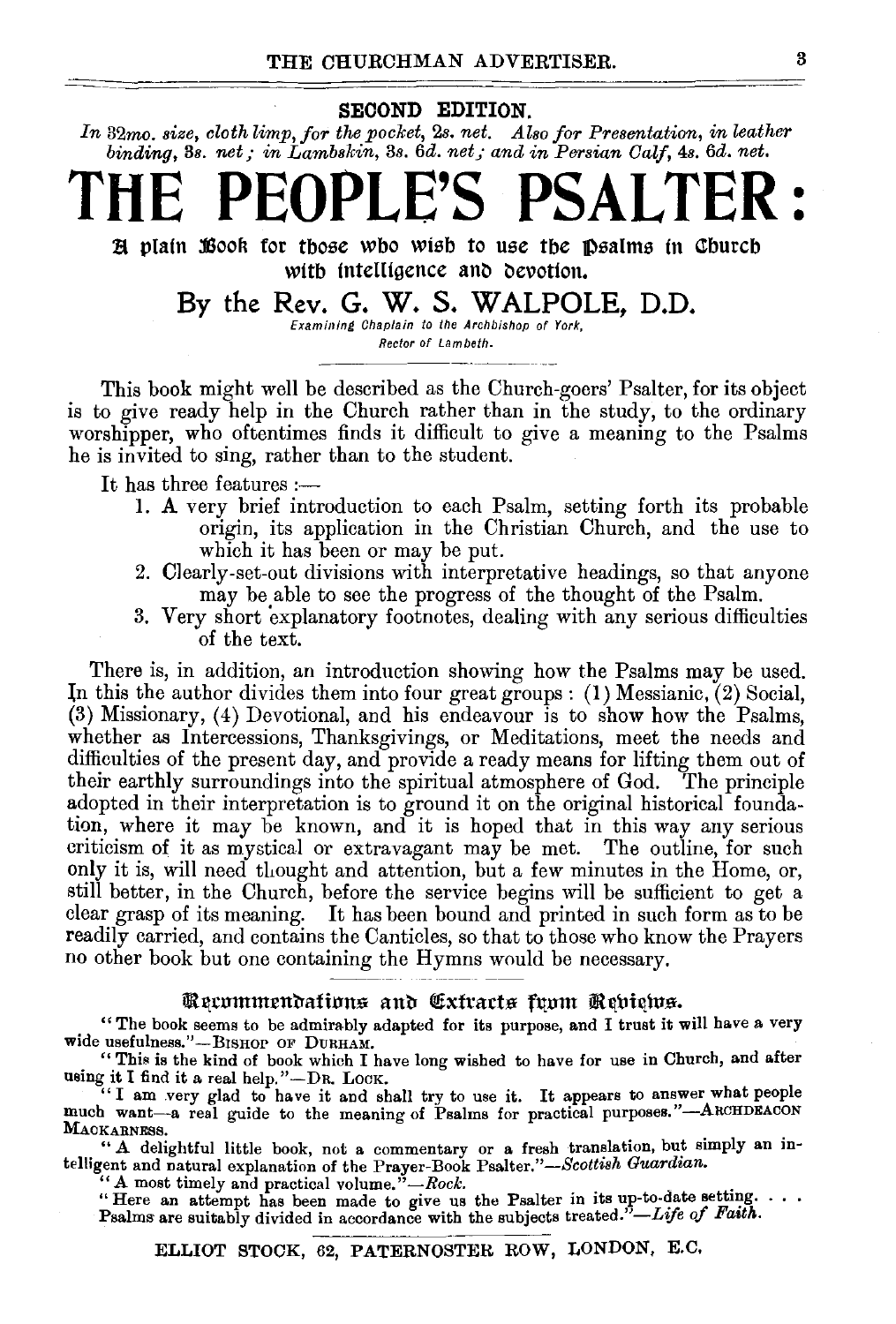**SECOND EDITION.**

*In 32mo. size, cloth limp, for the pocket,* 2s. *net. Also for Presentation, in leather binding,* 3s. *net; in Lambskin,* 3s. 6d. *net; and in Persian Calf,* 4s. 6d. *net.*

# THE PEOPLE'S PSALTER:

## A plain Book for those who wish to use the Psalms in Church with intelligence and devotion.

## By the Rev. G. W. S. WALPOLE, D.D.

*Examining Chaplain to the Archbishop of York, Rector of Lambeth.*

---

This book might well be described as the Church-goers' Psalter, for its object is to give ready help in the Church rather than in the study, to the ordinary worshipper, who oftentimes finds it difficult to give a meaning to the Psalms he is invited to sing, rather than to the student.

It has three features :—

1. A very brief introduction to each Psalm, setting forth its probable origin, its application in the Christian Church, and the use to which it has been or may be put.
2. Clearly-set-out divisions with interpretative headings, so that anyone may be able to see the progress of the thought of the Psalm.
3. Very short explanatory footnotes, dealing with any serious difficulties of the text.

There is, in addition, an introduction showing how the Psalms may be used. In this the author divides them into four great groups : (1) Messianic, (2) Social, (3) Missionary, (4) Devotional, and his endeavour is to show how the Psalms, whether as Intercessions, Thanksgivings, or Meditations, meet the needs and difficulties of the present day, and provide a ready means for lifting them out of their earthly surroundings into the spiritual atmosphere of God. The principle adopted in their interpretation is to ground it on the original historical foundation, where it may be known, and it is hoped that in this way any serious criticism of it as mystical or extravagant may be met. The outline, for such only it is, will need thought and attention, but a few minutes in the Home, or, still better, in the Church, before the service begins will be sufficient to get a clear grasp of its meaning. It has been bound and printed in such form as to be readily carried, and contains the Canticles, so that to those who know the Prayers no other book but one containing the Hymns would be necessary.

---

### Recommendations and Extracts from Reviews.

"The book seems to be admirably adapted for its purpose, and I trust it will have a very wide usefulness."—BISHOP OF DURHAM.

"This is the kind of book which I have long wished to have for use in Church, and after using it I find it a real help."—DR. LOCK.

"I am very glad to have it and shall try to use it. It appears to answer what people much want—a real guide to the meaning of Psalms for practical purposes."—ARCHDEACON MACKARNESS.

"A delightful little book, not a commentary or a fresh translation, but simply an intelligent and natural explanation of the Prayer-Book Psalter."—*Scottish Guardian.*

"A most timely and practical volume."—*Rock.*

"Here an attempt has been made to give us the Psalter in its up-to-date setting. . . . Psalms are suitably divided in accordance with the subjects treated."—*Life of Faith.*

---

ELLIOT STOCK, 62, PATERNOSTER ROW, LONDON, E.C.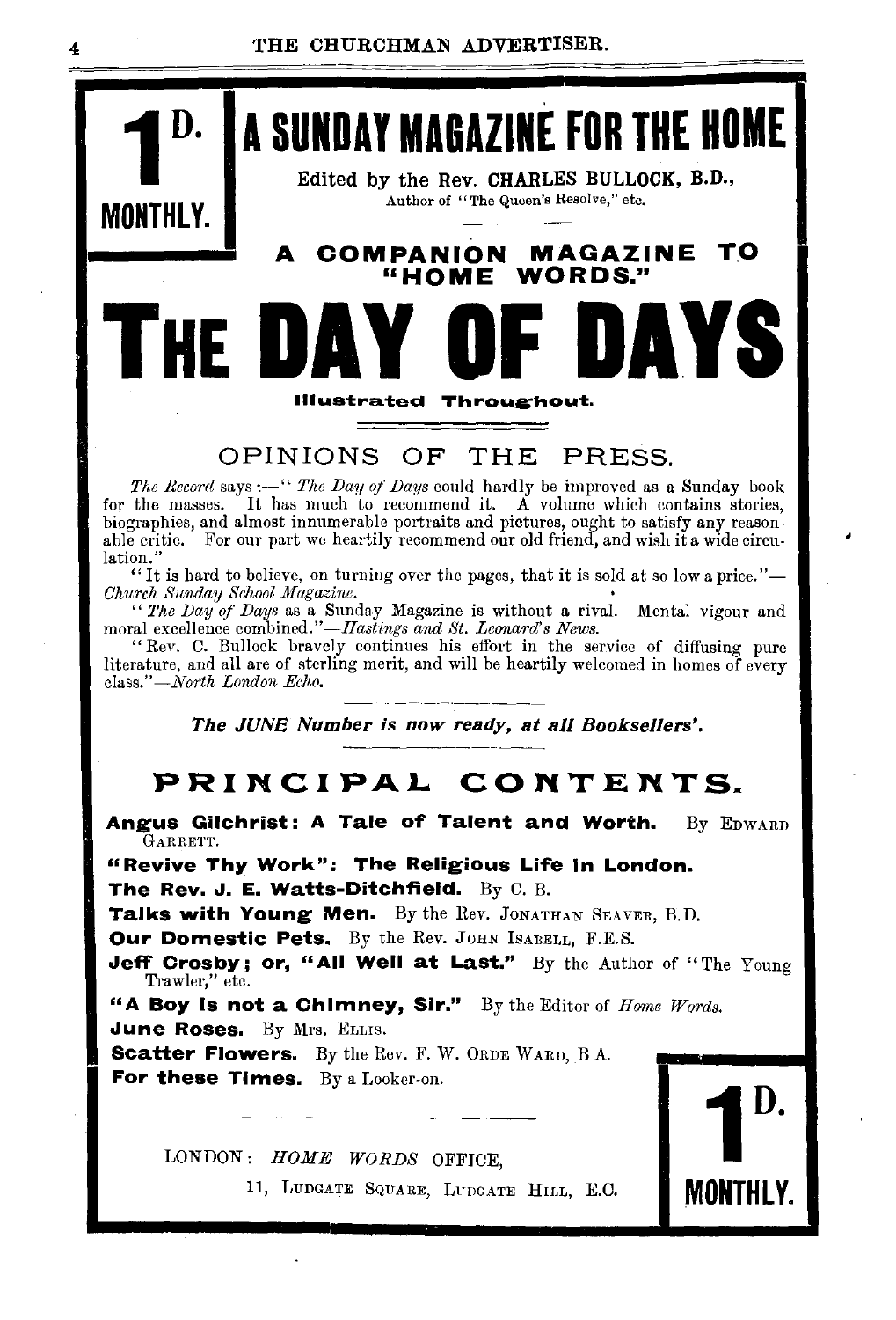**1D. MONTHLY.**

# A SUNDAY MAGAZINE FOR THE HOME

Edited by the Rev. CHARLES BULLOCK, B.D.,

Author of "The Queen's Resolve," etc.

## A COMPANION MAGAZINE TO "HOME WORDS."

# THE DAY OF DAYS

**Illustrated Throughout.**

## OPINIONS OF THE PRESS.

*The Record* says:—"*The Day of Days* could hardly be improved as a Sunday book for the masses. It has much to recommend it. A volume which contains stories, biographies, and almost innumerable portraits and pictures, ought to satisfy any reasonable critic. For our part we heartily recommend our old friend, and wish it a wide circulation."

"It is hard to believe, on turning over the pages, that it is sold at so low a price."—*Church Sunday School Magazine.*

"*The Day of Days* as a Sunday Magazine is without a rival. Mental vigour and moral excellence combined."—*Hastings and St. Leonard's News.*

"Rev. C. Bullock bravely continues his effort in the service of diffusing pure literature, and all are of sterling merit, and will be heartily welcomed in homes of every class."—*North London Echo.*

***The JUNE Number is now ready, at all Booksellers'.***

## PRINCIPAL CONTENTS.

**Angus Gilchrist: A Tale of Talent and Worth.** By EDWARD GARRETT.

**"Revive Thy Work": The Religious Life in London.**

**The Rev. J. E. Watts-Ditchfield.** By C. B.

**Talks with Young Men.** By the Rev. JONATHAN SEAVER, B.D.

**Our Domestic Pets.** By the Rev. JOHN ISABELL, F.E.S.

**Jeff Crosby; or, "All Well at Last."** By the Author of "The Young Trawler," etc.

**"A Boy is not a Chimney, Sir."** By the Editor of *Home Words.*

**June Roses.** By Mrs. ELLIS.

**Scatter Flowers.** By the Rev. F. W. ORDE WARD, B.A.

**For these Times.** By a Looker-on.

LONDON: *HOME WORDS* OFFICE,

11, LUDGATE SQUARE, LUDGATE HILL, E.C.

**1D. MONTHLY.**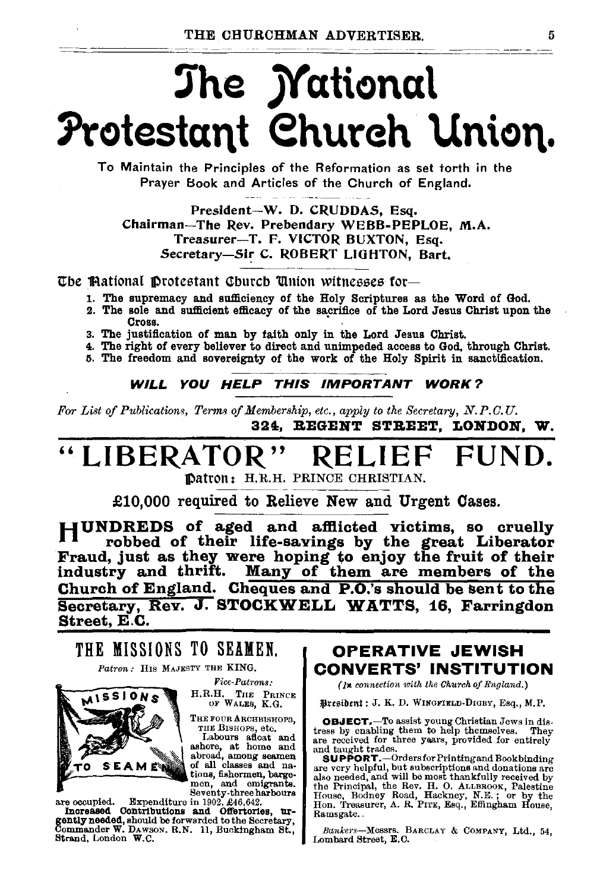# The National Protestant Church Union.

To Maintain the Principles of the Reformation as set forth in the Prayer Book and Articles of the Church of England.

President—W. D. CRUDDAS, Esq.
Chairman—The Rev. Prebendary WEBB-PEPLOE, M.A.
Treasurer—T. F. VICTOR BUXTON, Esq.
Secretary—Sir C. ROBERT LIGHTON, Bart.

The National Protestant Church Union witnesses for—

1. The supremacy and sufficiency of the Holy Scriptures as the Word of God.
2. The sole and sufficient efficacy of the sacrifice of the Lord Jesus Christ upon the Cross.
3. The justification of man by faith only in the Lord Jesus Christ.
4. The right of every believer to direct and unimpeded access to God, through Christ.
5. The freedom and sovereignty of the work of the Holy Spirit in sanctification.

***WILL YOU HELP THIS IMPORTANT WORK?***

*For List of Publications, Terms of Membership, etc., apply to the Secretary, N.P.C.U.*

**324, REGENT STREET, LONDON, W.**

# "LIBERATOR" RELIEF FUND.

Patron: H.R.H. PRINCE CHRISTIAN.

**£10,000 required to Relieve New and Urgent Cases.**

**HUNDREDS of aged and afflicted victims, so cruelly robbed of their life-savings by the great Liberator Fraud, just as they were hoping to enjoy the fruit of their industry and thrift. Many of them are members of the Church of England. Cheques and P.O.'s should be sent to the Secretary, Rev. J. STOCKWELL WATTS, 16, Farringdon Street, E.C.**

## THE MISSIONS TO SEAMEN.

*Patron:* HIS MAJESTY THE KING.

*Vice-Patrons:* H.R.H. THE PRINCE OF WALES, K.G. THE FOUR ARCHBISHOPS, THE BISHOPS, etc.

Labours afloat and ashore, at home and abroad, among seamen of all classes and nations, fishermen, bargemen, and emigrants. Seventy-three harbours are occupied. Expenditure in 1902, £46,642.

**Increased Contributions and Offertories, urgently needed,** should be forwarded to the Secretary, Commander W. DAWSON, R.N. 11, Buckingham St., Strand, London W.C.

## OPERATIVE JEWISH CONVERTS' INSTITUTION

*(In connection with the Church of England.)*

President: J. K. D. WINGFIELD-DIGBY, Esq., M.P.

**OBJECT.**—To assist young Christian Jews in distress by enabling them to help themselves. They are received for three years, provided for entirely and taught trades.

**SUPPORT.**—Orders for Printing and Bookbinding are very helpful, but subscriptions and donations are also needed, and will be most thankfully received by the Principal, the Rev. H. O. ALLBROOK, Palestine House, Bodney Road, Hackney, N.E.; or by the Hon. Treasurer, A. R. PITE, Esq., Effingham House, Ramsgate.

*Bankers*—Messrs. BARCLAY & COMPANY, Ltd., 54, Lombard Street, E.C.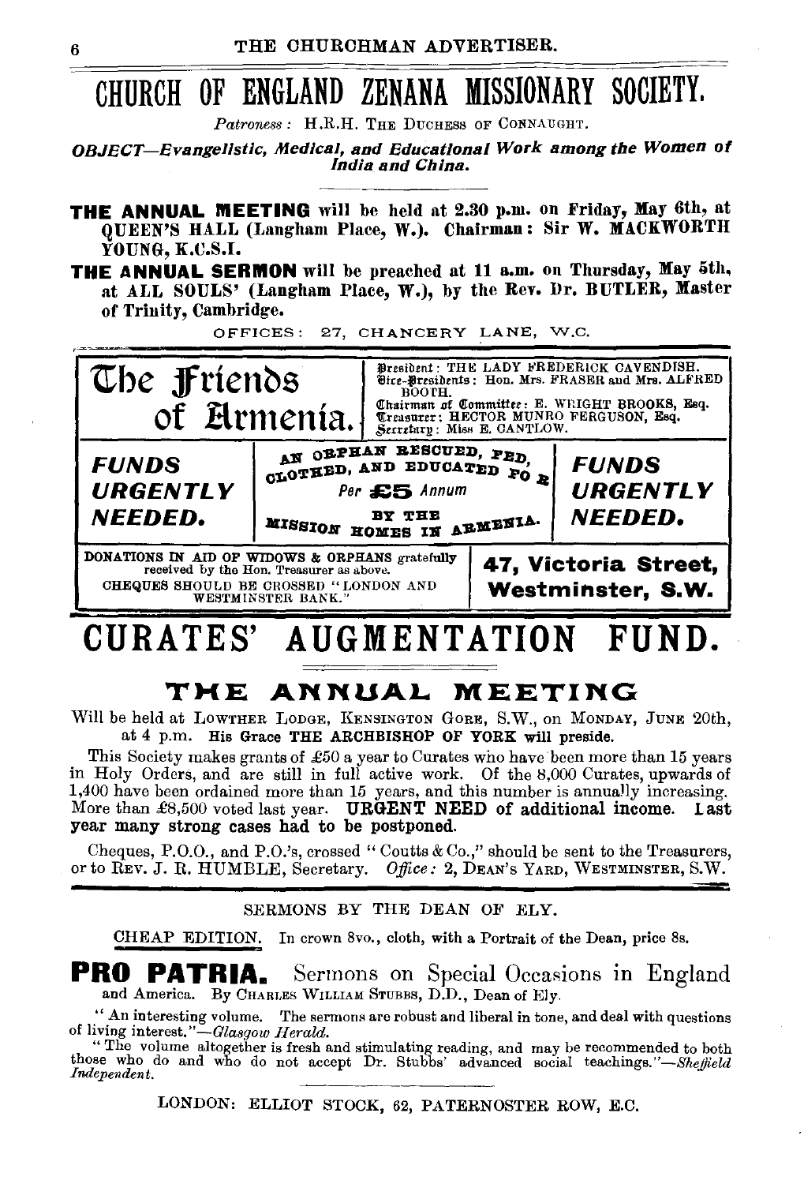# CHURCH OF ENGLAND ZENANA MISSIONARY SOCIETY.

*Patroness:* H.R.H. THE DUCHESS OF CONNAUGHT.

***OBJECT—Evangelistic, Medical, and Educational Work among the Women of India and China.***

**THE ANNUAL MEETING** will be held at 2.30 p.m. on Friday, May 6th, at QUEEN'S HALL (Langham Place, W.). Chairman: Sir W. MACKWORTH YOUNG, K.C.S.I.

**THE ANNUAL SERMON** will be preached at 11 a.m. on Thursday, May 5th, at ALL SOULS' (Langham Place, W.), by the Rev. Dr. BUTLER, Master of Trinity, Cambridge.

OFFICES: 27, CHANCERY LANE, W.C.

---

# The Friends of Armenia.

President: THE LADY FREDERICK CAVENDISH.
Vice-Presidents: Hon. Mrs. FRASER and Mrs. ALFRED BOOTH.
Chairman of Committee: E. WRIGHT BROOKS, Esq.
Treasurer: HECTOR MUNRO FERGUSON, Esq.
Secretary: Miss E. CANTLOW.

***FUNDS URGENTLY NEEDED.***

AN ORPHAN RESCUED, FED, CLOTHED, AND EDUCATED FOR

*Per* **£5** *Annum*

BY THE MISSION HOMES IN ARMENIA.

***FUNDS URGENTLY NEEDED.***

DONATIONS IN AID OF WIDOWS & ORPHANS gratefully received by the Hon. Treasurer as above.
CHEQUES SHOULD BE CROSSED "LONDON AND WESTMINSTER BANK."

**47, Victoria Street, Westminster, S.W.**

---

# CURATES' AUGMENTATION FUND.

## THE ANNUAL MEETING

Will be held at LOWTHER LODGE, KENSINGTON GORE, S.W., on MONDAY, JUNE 20th, at 4 p.m. **His Grace THE ARCHBISHOP OF YORK will preside.**

This Society makes grants of £50 a year to Curates who have been more than 15 years in Holy Orders, and are still in full active work. Of the 8,000 Curates, upwards of 1,400 have been ordained more than 15 years, and this number is annually increasing. More than £8,500 voted last year. **URGENT NEED of additional income. Last year many strong cases had to be postponed.**

Cheques, P.O.O., and P.O.'s, crossed "Coutts & Co.," should be sent to the Treasurers, or to REV. J. R. HUMBLE, Secretary. *Office:* 2, DEAN'S YARD, WESTMINSTER, S.W.

---

SERMONS BY THE DEAN OF ELY.

CHEAP EDITION. In crown 8vo., cloth, with a Portrait of the Dean, price 8s.

**PRO PATRIA.** Sermons on Special Occasions in England and America. By CHARLES WILLIAM STUBBS, D.D., Dean of Ely.

"An interesting volume. The sermons are robust and liberal in tone, and deal with questions of living interest."—*Glasgow Herald.*

"The volume altogether is fresh and stimulating reading, and may be recommended to both those who do and who do not accept Dr. Stubbs' advanced social teachings."—*Sheffield Independent.*

LONDON: ELLIOT STOCK, 62, PATERNOSTER ROW, E.C.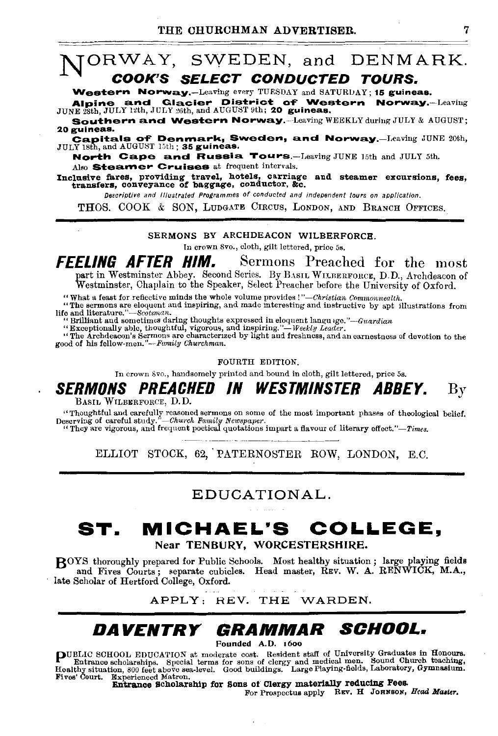# NORWAY, SWEDEN, and DENMARK.

## *COOK'S SELECT CONDUCTED TOURS.*

**Western Norway.**—Leaving every TUESDAY and SATURDAY; **15 guineas.**

**Alpine and Glacier District of Western Norway.**—Leaving JUNE 28th, JULY 12th, JULY 26th, and AUGUST 9th; **20 guineas.**

**Southern and Western Norway.**—Leaving WEEKLY during JULY & AUGUST; **20 guineas.**

**Capitals of Denmark, Sweden, and Norway.**—Leaving JUNE 20th, JULY 18th, and AUGUST 15th; **35 guineas.**

**North Cape and Russia Tours.**—Leaving JUNE 15th and JULY 5th.

Also **Steamer Cruises** at frequent intervals.

**Inclusive fares, providing travel, hotels, carriage and steamer excursions, fees, transfers, conveyance of baggage, conductor, &c.**

*Descriptive and Illustrated Programmes of conducted and independent tours on application.*

THOS. COOK & SON, LUDGATE CIRCUS, LONDON, AND BRANCH OFFICES.

---

SERMONS BY ARCHDEACON WILBERFORCE.

In crown 8vo., cloth, gilt lettered, price 5s.

***FEELING AFTER HIM.*** Sermons Preached for the most part in Westminster Abbey. Second Series. By BASIL WILBERFORCE, D.D., Archdeacon of Westminster, Chaplain to the Speaker, Select Preacher before the University of Oxford.

"What a feast for reflective minds the whole volume provides!"—*Christian Commonwealth.*

"The sermons are eloquent and inspiring, and made interesting and instructive by apt illustrations from life and literature."—*Scotsman.*

"Brilliant and sometimes daring thoughts expressed in eloquent language."—*Guardian*

"Exceptionally able, thoughtful, vigorous, and inspiring."—*Weekly Leader.*

"The Archdeacon's Sermons are characterized by light and freshness, and an earnestness of devotion to the good of his fellow-men."—*Family Churchman.*

FOURTH EDITION.

In crown 8vo., handsomely printed and bound in cloth, gilt lettered, price 5s.

***SERMONS PREACHED IN WESTMINSTER ABBEY.*** By BASIL WILBERFORCE, D.D.

"Thoughtful and carefully reasoned sermons on some of the most important phases of theological belief. Deserving of careful study."—*Church Family Newspaper.*

"They are vigorous, and frequent poetical quotations impart a flavour of literary effect."—*Times.*

ELLIOT STOCK, 62, PATERNOSTER ROW, LONDON, E.C.

---

## EDUCATIONAL.

# ST. MICHAEL'S COLLEGE,

### Near TENBURY, WORCESTERSHIRE.

BOYS thoroughly prepared for Public Schools. Most healthy situation; large playing fields and Fives Courts; separate cubicles. Head master, REV. W. A. RENWICK, M.A., late Scholar of Hertford College, Oxford.

APPLY: REV. THE WARDEN.

---

# *DAVENTRY GRAMMAR SCHOOL.*

Founded A.D. 1600

PUBLIC SCHOOL EDUCATION at moderate cost. Resident staff of University Graduates in Honours. Entrance scholarships. Special terms for sons of clergy and medical men. Sound Church teaching, Healthy situation, 800 feet above sea-level. Good buildings. Large Playing-fields, Laboratory, Gymnasium. Fives' Court. Experienced Matron.

**Entrance Scholarship for Sons of Clergy materially reducing Fees.**

For Prospectus apply REV. H JOHNSON, *Head Master.*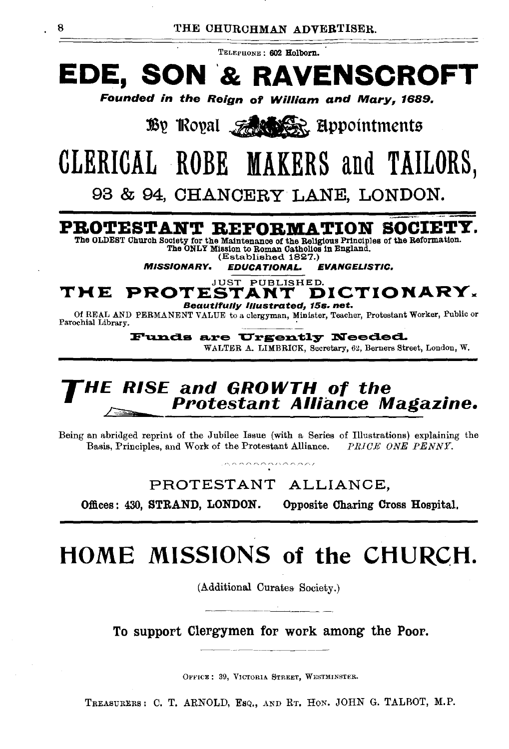TELEPHONE: 602 Holborn.

# EDE, SON & RAVENSCROFT

***Founded in the Reign of William and Mary, 1689.***

By Royal Appointments

# CLERICAL ROBE MAKERS and TAILORS,

## 93 & 94, CHANCERY LANE, LONDON.

---

# PROTESTANT REFORMATION SOCIETY.

The OLDEST Church Society for the Maintenance of the Religious Principles of the Reformation.
The ONLY Mission to Roman Catholics in England.
(Established 1827.)

***MISSIONARY. EDUCATIONAL. EVANGELISTIC.***

JUST PUBLISHED.

## THE PROTESTANT DICTIONARY.

***Beautifully Illustrated, 15s. net.***

Of REAL AND PERMANENT VALUE to a clergyman, Minister, Teacher, Protestant Worker, Public or Parochial Library.

**Funds are Urgently Needed.**

WALTER A. LIMBRICK, Secretary, 62, Berners Street, London, W.

---

# *THE RISE and GROWTH of the Protestant Alliance Magazine.*

Being an abridged reprint of the Jubilee Issue (with a Series of Illustrations) explaining the Basis, Principles, and Work of the Protestant Alliance. *PRICE ONE PENNY.*

PROTESTANT ALLIANCE,

**Offices: 430, STRAND, LONDON. Opposite Charing Cross Hospital.**

---

# HOME MISSIONS of the CHURCH.

(Additional Curates Society.)

**To support Clergymen for work among the Poor.**

OFFICE: 39, VICTORIA STREET, WESTMINSTER.

TREASURERS: C. T. ARNOLD, ESQ., AND RT. HON. JOHN G. TALBOT, M.P.